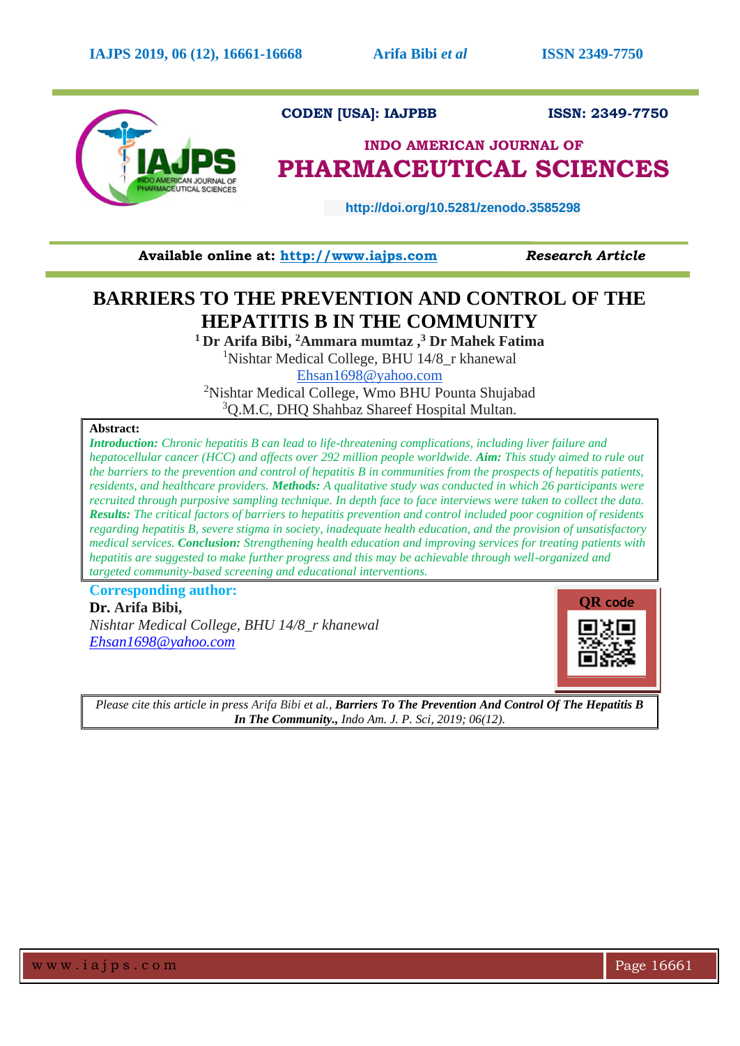CODEN [USA]: IAJPBB ISSN: 2349-7750

**INDO AMERICAN JOURNAL OF**
**PHARMACEUTICAL SCIENCES**

http://doi.org/10.5281/zenodo.3585298

**Available online at: http://www.iajps.com** ***Research Article***

# BARRIERS TO THE PREVENTION AND CONTROL OF THE HEPATITIS B IN THE COMMUNITY

**[1] Dr Arifa Bibi, [2]Ammara mumtaz ,[3] Dr Mahek Fatima**

[1]Nishtar Medical College, BHU 14/8_r khanewal

Ehsan1698@yahoo.com

[2]Nishtar Medical College, Wmo BHU Pounta Shujabad

[3]Q.M.C, DHQ Shahbaz Shareef Hospital Multan.

**Abstract:**

***Introduction:*** *Chronic hepatitis B can lead to life-threatening complications, including liver failure and hepatocellular cancer (HCC) and affects over 292 million people worldwide.* ***Aim:*** *This study aimed to rule out the barriers to the prevention and control of hepatitis B in communities from the prospects of hepatitis patients, residents, and healthcare providers.* ***Methods:*** *A qualitative study was conducted in which 26 participants were recruited through purposive sampling technique. In depth face to face interviews were taken to collect the data.* ***Results:*** *The critical factors of barriers to hepatitis prevention and control included poor cognition of residents regarding hepatitis B, severe stigma in society, inadequate health education, and the provision of unsatisfactory medical services.* ***Conclusion:*** *Strengthening health education and improving services for treating patients with hepatitis are suggested to make further progress and this may be achievable through well-organized and targeted community-based screening and educational interventions.*

**Corresponding author:**

**Dr. Arifa Bibi,**

*Nishtar Medical College, BHU 14/8_r khanewal*

*Ehsan1698@yahoo.com*

QR code

*Please cite this article in press Arifa Bibi et al.,* ***Barriers To The Prevention And Control Of The Hepatitis B In The Community.,*** *Indo Am. J. P. Sci, 2019; 06(12).*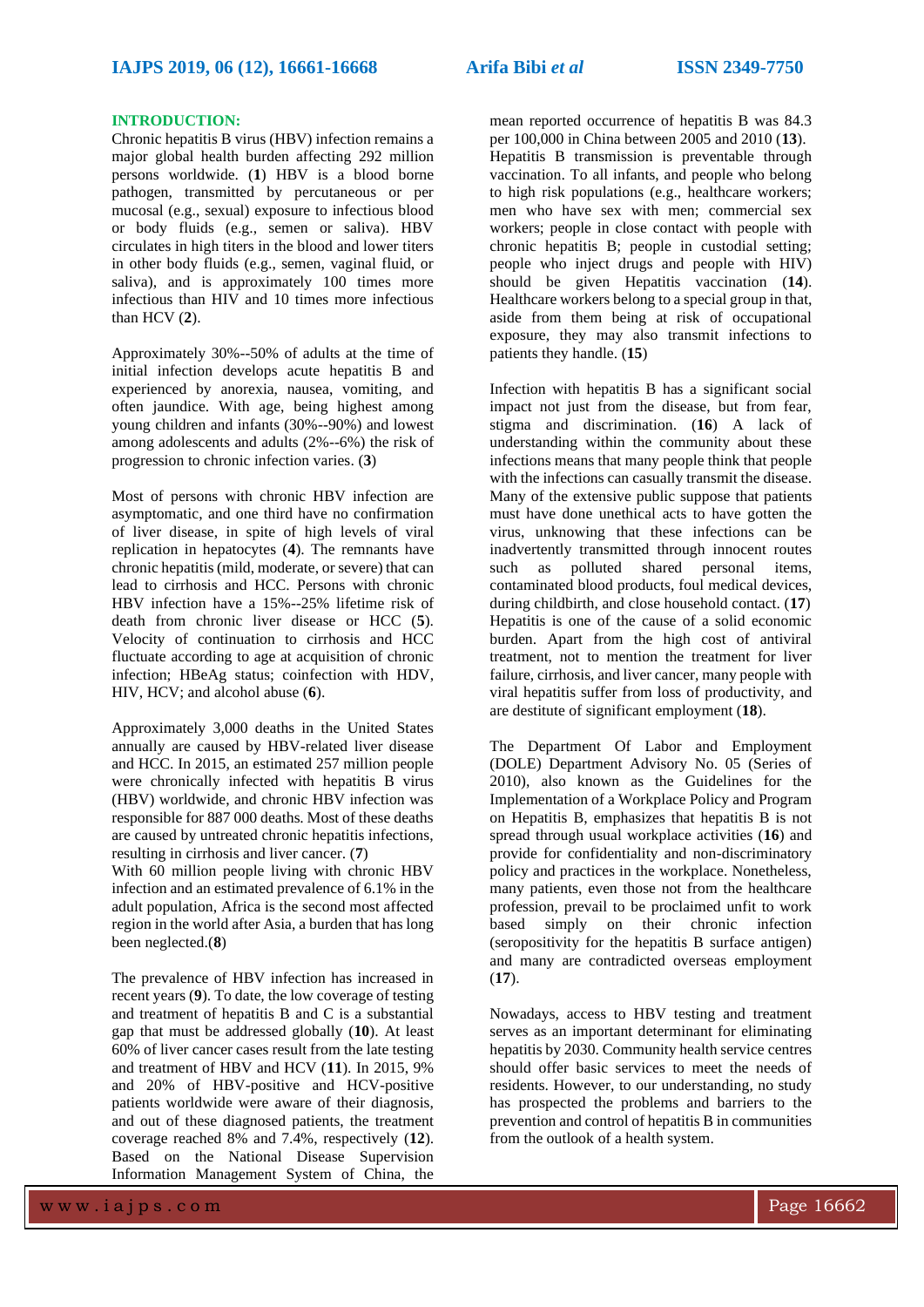## INTRODUCTION:

Chronic hepatitis B virus (HBV) infection remains a major global health burden affecting 292 million persons worldwide. (**1**) HBV is a blood borne pathogen, transmitted by percutaneous or per mucosal (e.g., sexual) exposure to infectious blood or body fluids (e.g., semen or saliva). HBV circulates in high titers in the blood and lower titers in other body fluids (e.g., semen, vaginal fluid, or saliva), and is approximately 100 times more infectious than HIV and 10 times more infectious than HCV (**2**).

Approximately 30%--50% of adults at the time of initial infection develops acute hepatitis B and experienced by anorexia, nausea, vomiting, and often jaundice. With age, being highest among young children and infants (30%--90%) and lowest among adolescents and adults (2%--6%) the risk of progression to chronic infection varies. (**3**)

Most of persons with chronic HBV infection are asymptomatic, and one third have no confirmation of liver disease, in spite of high levels of viral replication in hepatocytes (**4**). The remnants have chronic hepatitis (mild, moderate, or severe) that can lead to cirrhosis and HCC. Persons with chronic HBV infection have a 15%--25% lifetime risk of death from chronic liver disease or HCC (**5**). Velocity of continuation to cirrhosis and HCC fluctuate according to age at acquisition of chronic infection; HBeAg status; coinfection with HDV, HIV, HCV; and alcohol abuse (**6**).

Approximately 3,000 deaths in the United States annually are caused by HBV-related liver disease and HCC. In 2015, an estimated 257 million people were chronically infected with hepatitis B virus (HBV) worldwide, and chronic HBV infection was responsible for 887 000 deaths. Most of these deaths are caused by untreated chronic hepatitis infections, resulting in cirrhosis and liver cancer. (**7**)

With 60 million people living with chronic HBV infection and an estimated prevalence of 6.1% in the adult population, Africa is the second most affected region in the world after Asia, a burden that has long been neglected.(**8**)

The prevalence of HBV infection has increased in recent years (**9**). To date, the low coverage of testing and treatment of hepatitis B and C is a substantial gap that must be addressed globally (**10**). At least 60% of liver cancer cases result from the late testing and treatment of HBV and HCV (**11**). In 2015, 9% and 20% of HBV-positive and HCV-positive patients worldwide were aware of their diagnosis, and out of these diagnosed patients, the treatment coverage reached 8% and 7.4%, respectively (**12**). Based on the National Disease Supervision Information Management System of China, the mean reported occurrence of hepatitis B was 84.3 per 100,000 in China between 2005 and 2010 (**13**). Hepatitis B transmission is preventable through vaccination. To all infants, and people who belong to high risk populations (e.g., healthcare workers; men who have sex with men; commercial sex workers; people in close contact with people with chronic hepatitis B; people in custodial setting; people who inject drugs and people with HIV) should be given Hepatitis vaccination (**14**). Healthcare workers belong to a special group in that, aside from them being at risk of occupational exposure, they may also transmit infections to patients they handle. (**15**)

Infection with hepatitis B has a significant social impact not just from the disease, but from fear, stigma and discrimination. (**16**) A lack of understanding within the community about these infections means that many people think that people with the infections can casually transmit the disease. Many of the extensive public suppose that patients must have done unethical acts to have gotten the virus, unknowing that these infections can be inadvertently transmitted through innocent routes such as polluted shared personal items, contaminated blood products, foul medical devices, during childbirth, and close household contact. (**17**) Hepatitis is one of the cause of a solid economic burden. Apart from the high cost of antiviral treatment, not to mention the treatment for liver failure, cirrhosis, and liver cancer, many people with viral hepatitis suffer from loss of productivity, and are destitute of significant employment (**18**).

The Department Of Labor and Employment (DOLE) Department Advisory No. 05 (Series of 2010), also known as the Guidelines for the Implementation of a Workplace Policy and Program on Hepatitis B, emphasizes that hepatitis B is not spread through usual workplace activities (**16**) and provide for confidentiality and non-discriminatory policy and practices in the workplace. Nonetheless, many patients, even those not from the healthcare profession, prevail to be proclaimed unfit to work based simply on their chronic infection (seropositivity for the hepatitis B surface antigen) and many are contradicted overseas employment (**17**).

Nowadays, access to HBV testing and treatment serves as an important determinant for eliminating hepatitis by 2030. Community health service centres should offer basic services to meet the needs of residents. However, to our understanding, no study has prospected the problems and barriers to the prevention and control of hepatitis B in communities from the outlook of a health system.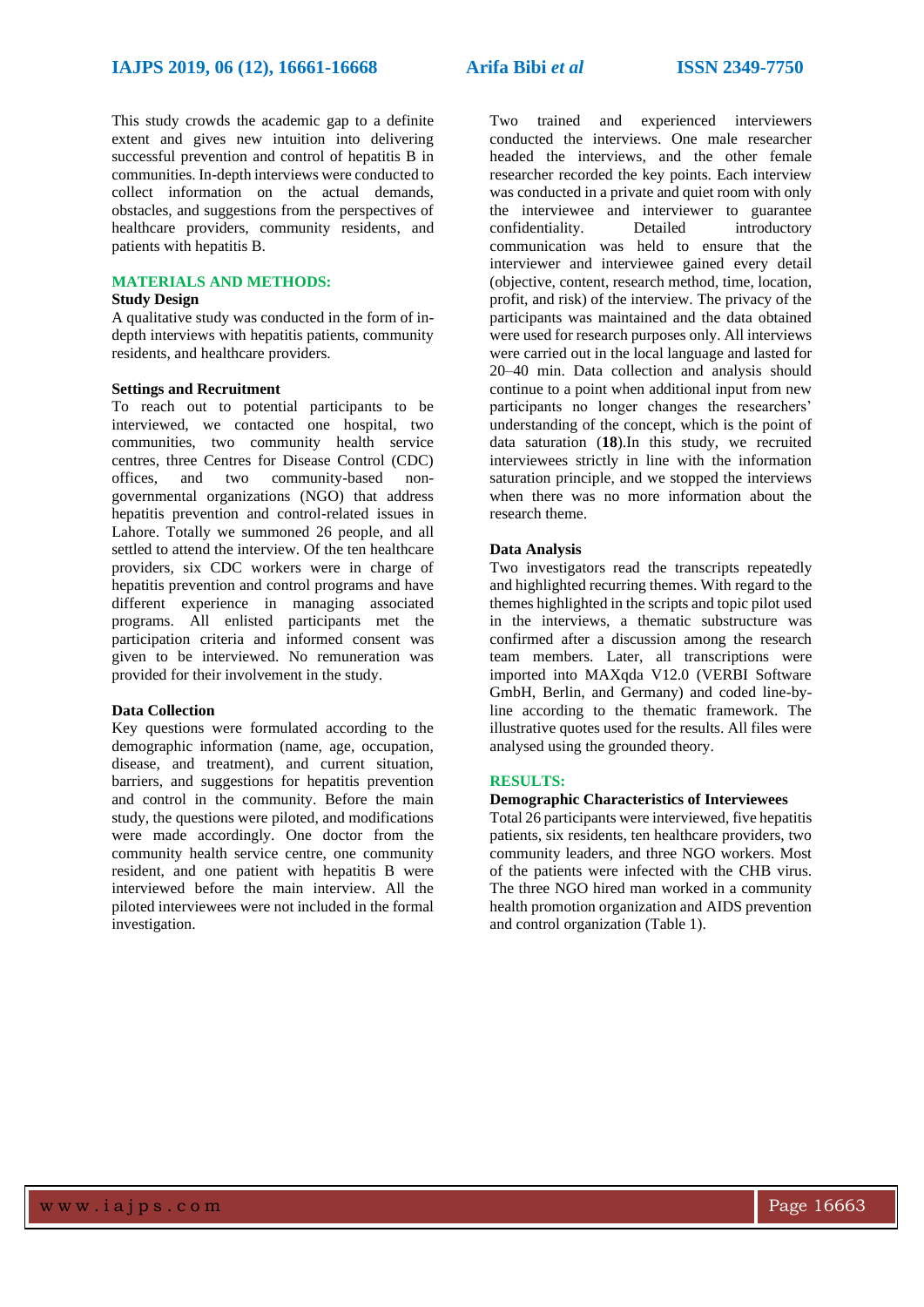This study crowds the academic gap to a definite extent and gives new intuition into delivering successful prevention and control of hepatitis B in communities. In-depth interviews were conducted to collect information on the actual demands, obstacles, and suggestions from the perspectives of healthcare providers, community residents, and patients with hepatitis B.

## MATERIALS AND METHODS:

### Study Design

A qualitative study was conducted in the form of in-depth interviews with hepatitis patients, community residents, and healthcare providers.

### Settings and Recruitment

To reach out to potential participants to be interviewed, we contacted one hospital, two communities, two community health service centres, three Centres for Disease Control (CDC) offices, and two community-based non-governmental organizations (NGO) that address hepatitis prevention and control-related issues in Lahore. Totally we summoned 26 people, and all settled to attend the interview. Of the ten healthcare providers, six CDC workers were in charge of hepatitis prevention and control programs and have different experience in managing associated programs. All enlisted participants met the participation criteria and informed consent was given to be interviewed. No remuneration was provided for their involvement in the study.

### Data Collection

Key questions were formulated according to the demographic information (name, age, occupation, disease, and treatment), and current situation, barriers, and suggestions for hepatitis prevention and control in the community. Before the main study, the questions were piloted, and modifications were made accordingly. One doctor from the community health service centre, one community resident, and one patient with hepatitis B were interviewed before the main interview. All the piloted interviewees were not included in the formal investigation.

Two trained and experienced interviewers conducted the interviews. One male researcher headed the interviews, and the other female researcher recorded the key points. Each interview was conducted in a private and quiet room with only the interviewee and interviewer to guarantee confidentiality. Detailed introductory communication was held to ensure that the interviewer and interviewee gained every detail (objective, content, research method, time, location, profit, and risk) of the interview. The privacy of the participants was maintained and the data obtained were used for research purposes only. All interviews were carried out in the local language and lasted for 20–40 min. Data collection and analysis should continue to a point when additional input from new participants no longer changes the researchers' understanding of the concept, which is the point of data saturation (**18**).In this study, we recruited interviewees strictly in line with the information saturation principle, and we stopped the interviews when there was no more information about the research theme.

### Data Analysis

Two investigators read the transcripts repeatedly and highlighted recurring themes. With regard to the themes highlighted in the scripts and topic pilot used in the interviews, a thematic substructure was confirmed after a discussion among the research team members. Later, all transcriptions were imported into MAXqda V12.0 (VERBI Software GmbH, Berlin, and Germany) and coded line-by-line according to the thematic framework. The illustrative quotes used for the results. All files were analysed using the grounded theory.

## RESULTS:

### Demographic Characteristics of Interviewees

Total 26 participants were interviewed, five hepatitis patients, six residents, ten healthcare providers, two community leaders, and three NGO workers. Most of the patients were infected with the CHB virus. The three NGO hired man worked in a community health promotion organization and AIDS prevention and control organization (Table 1).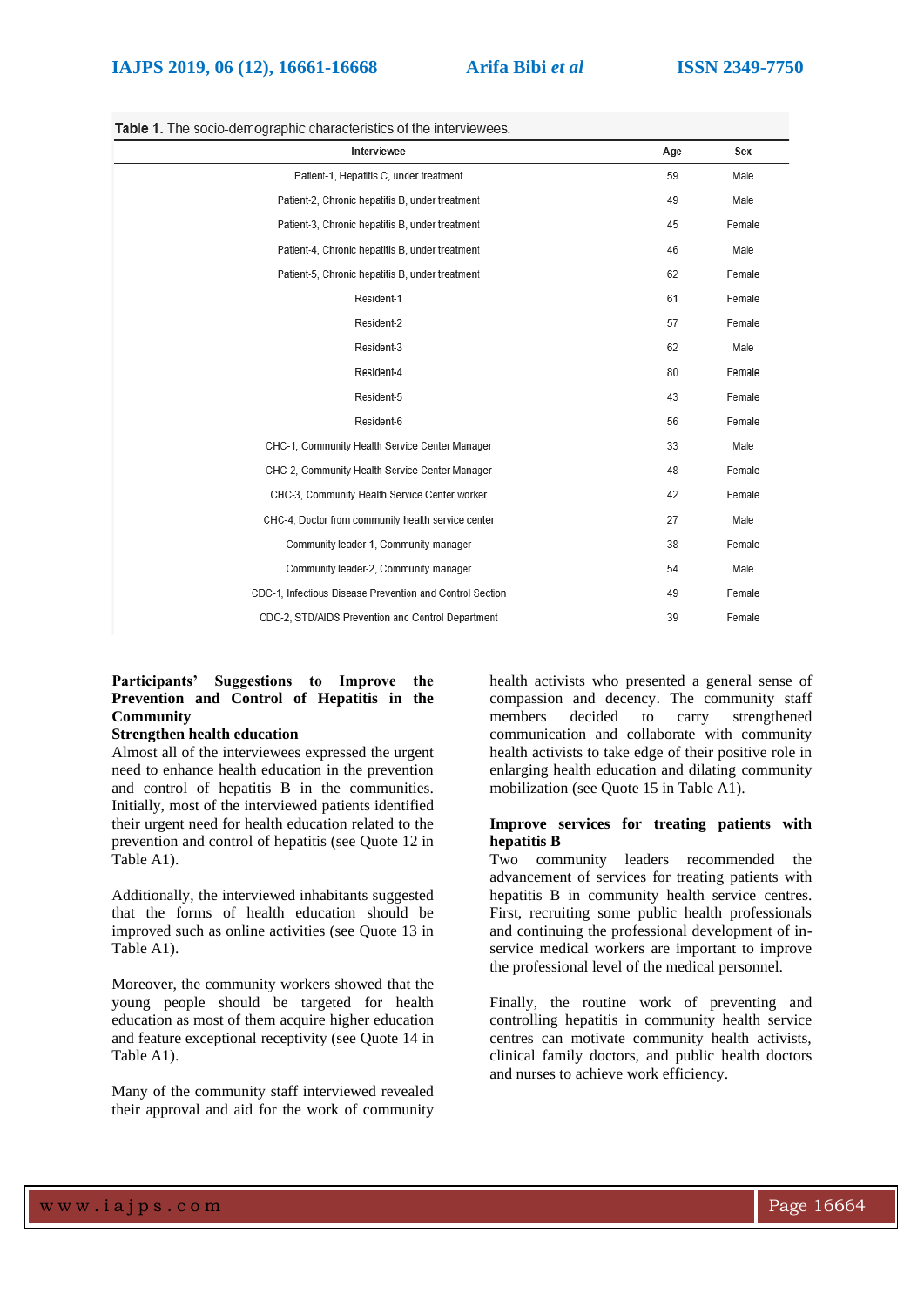**Table 1.** The socio-demographic characteristics of the interviewees.

| Interviewee | Age | Sex |
|---|---|---|
| Patient-1, Hepatitis C, under treatment | 59 | Male |
| Patient-2, Chronic hepatitis B, under treatment | 49 | Male |
| Patient-3, Chronic hepatitis B, under treatment | 45 | Female |
| Patient-4, Chronic hepatitis B, under treatment | 46 | Male |
| Patient-5, Chronic hepatitis B, under treatment | 62 | Female |
| Resident-1 | 61 | Female |
| Resident-2 | 57 | Female |
| Resident-3 | 62 | Male |
| Resident-4 | 80 | Female |
| Resident-5 | 43 | Female |
| Resident-6 | 56 | Female |
| CHC-1, Community Health Service Center Manager | 33 | Male |
| CHC-2, Community Health Service Center Manager | 48 | Female |
| CHC-3, Community Health Service Center worker | 42 | Female |
| CHC-4, Doctor from community health service center | 27 | Male |
| Community leader-1, Community manager | 38 | Female |
| Community leader-2, Community manager | 54 | Male |
| CDC-1, Infectious Disease Prevention and Control Section | 49 | Female |
| CDC-2, STD/AIDS Prevention and Control Department | 39 | Female |

## Participants' Suggestions to Improve the Prevention and Control of Hepatitis in the Community

### Strengthen health education

Almost all of the interviewees expressed the urgent need to enhance health education in the prevention and control of hepatitis B in the communities. Initially, most of the interviewed patients identified their urgent need for health education related to the prevention and control of hepatitis (see Quote 12 in Table A1).

Additionally, the interviewed inhabitants suggested that the forms of health education should be improved such as online activities (see Quote 13 in Table A1).

Moreover, the community workers showed that the young people should be targeted for health education as most of them acquire higher education and feature exceptional receptivity (see Quote 14 in Table A1).

Many of the community staff interviewed revealed their approval and aid for the work of community health activists who presented a general sense of compassion and decency. The community staff members decided to carry strengthened communication and collaborate with community health activists to take edge of their positive role in enlarging health education and dilating community mobilization (see Quote 15 in Table A1).

### Improve services for treating patients with hepatitis B

Two community leaders recommended the advancement of services for treating patients with hepatitis B in community health service centres. First, recruiting some public health professionals and continuing the professional development of in-service medical workers are important to improve the professional level of the medical personnel.

Finally, the routine work of preventing and controlling hepatitis in community health service centres can motivate community health activists, clinical family doctors, and public health doctors and nurses to achieve work efficiency.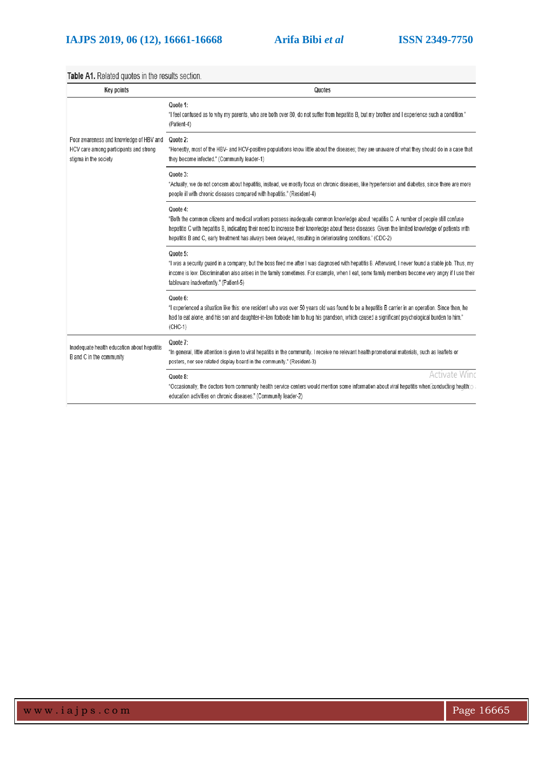**Table A1.** Related quotes in the results section.

| Key points | Quotes |
|---|---|
| Poor awareness and knowledge of HBV and HCV care among participants and strong stigma in the society | Quote 1: "I feel confused as to why my parents, who are both over 80, do not suffer from hepatitis B, but my brother and I experience such a condition." (Patient-4) |
| | Quote 2: "Honestly, most of the HBV- and HCV-positive populations know little about the diseases; they are unaware of what they should do in a case that they become infected." (Community leader-1) |
| | Quote 3: "Actually, we do not concern about hepatitis, instead, we mostly focus on chronic diseases, like hypertension and diabetes, since there are more people ill with chronic diseases compared with hepatitis." (Resident-4) |
| | Quote 4: "Both the common citizens and medical workers possess inadequate common knowledge about hepatitis C. A number of people still confuse hepatitis C with hepatitis B, indicating their need to increase their knowledge about these diseases. Given the limited knowledge of patients with hepatitis B and C, early treatment has always been delayed, resulting in deteriorating conditions." (CDC-2) |
| | Quote 5: "I was a security guard in a company, but the boss fired me after I was diagnosed with hepatitis B. Afterward, I never found a stable job. Thus, my income is low. Discrimination also arises in the family sometimes. For example, when I eat, some family members become very angry if I use their tableware inadvertently." (Patient-5) |
| | Quote 6: "I experienced a situation like this: one resident who was over 50 years old was found to be a hepatitis B carrier in an operation. Since then, he had to eat alone, and his son and daughter-in-law forbade him to hug his grandson, which caused a significant psychological burden to him." (CHC-1) |
| Inadequate health education about hepatitis B and C in the community | Quote 7: "In general, little attention is given to viral hepatitis in the community. I receive no relevant health promotional materials, such as leaflets or posters, nor see related display board in the community." (Resident-3) |
| | Quote 8: "Occasionally, the doctors from community health service centers would mention some information about viral hepatitis when conducting health education activities on chronic diseases." (Community leader-2) |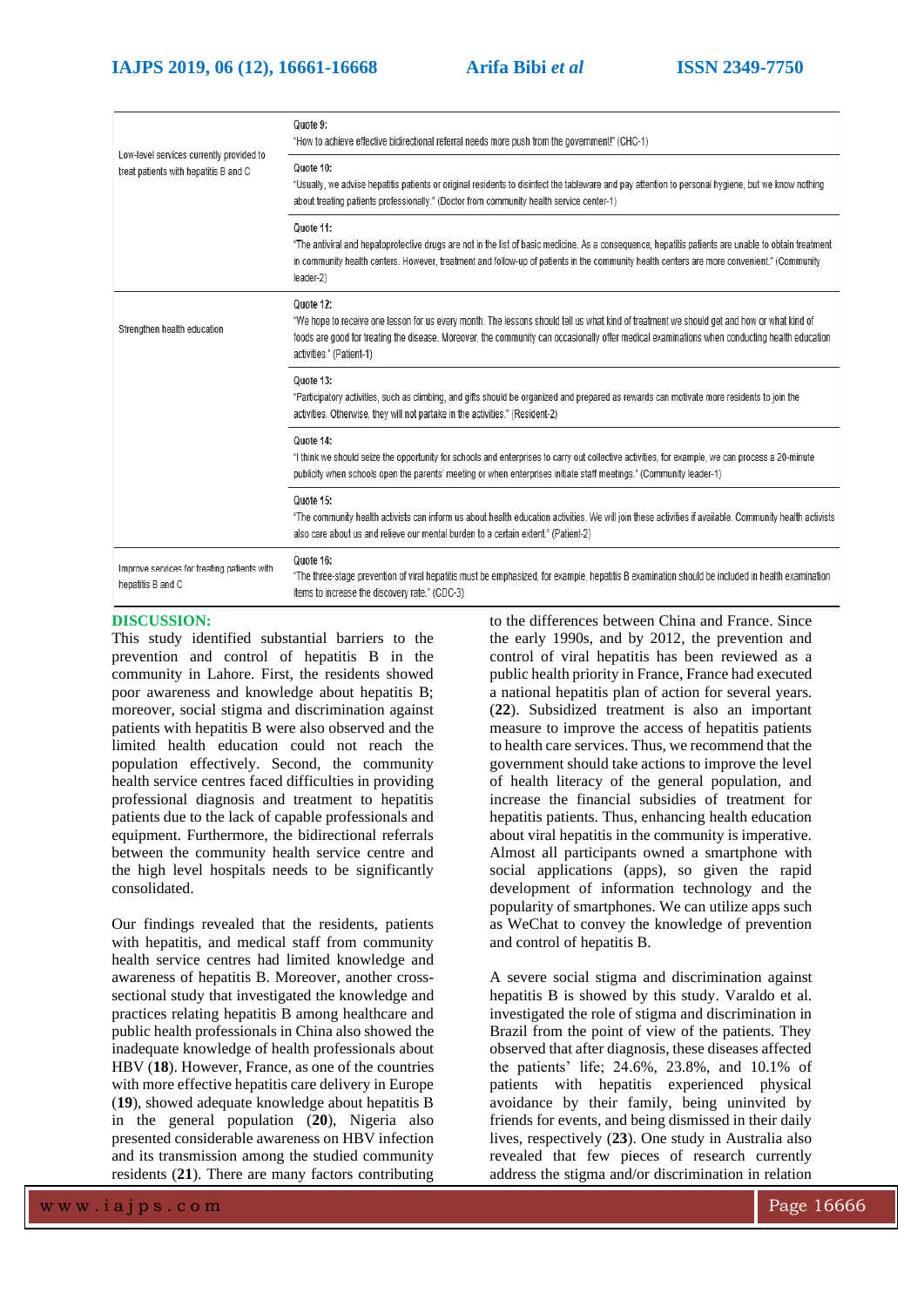| | |
|---|---|
| Low-level services currently provided to treat patients with hepatitis B and C | Quote 9: "How to achieve effective bidirectional referral needs more push from the government!" (CHC-1) |
| | Quote 10: "Usually, we advise hepatitis patients or original residents to disinfect the tableware and pay attention to personal hygiene, but we know nothing about treating patients professionally." (Doctor from community health service center-1) |
| | Quote 11: "The antiviral and hepatoprotective drugs are not in the list of basic medicine. As a consequence, hepatitis patients are unable to obtain treatment in community health centers. However, treatment and follow-up of patients in the community health centers are more convenient." (Community leader-2) |
| Strengthen health education | Quote 12: "We hope to receive one lesson for us every month. The lessons should tell us what kind of treatment we should get and how or what kind of foods are good for treating the disease. Moreover, the community can occasionally offer medical examinations when conducting health education activities." (Patient-1) |
| | Quote 13: "Participatory activities, such as climbing, and gifts should be organized and prepared as rewards can motivate more residents to join the activities. Otherwise, they will not partake in the activities." (Resident-2) |
| | Quote 14: "I think we should seize the opportunity for schools and enterprises to carry out collective activities, for example, we can process a 20-minute publicity when schools open the parents' meeting or when enterprises initiate staff meetings." (Community leader-1) |
| | Quote 15: "The community health activists can inform us about health education activities. We will join these activities if available. Community health activists also care about us and relieve our mental burden to a certain extent." (Patient-2) |
| Improve services for treating patients with hepatitis B and C | Quote 16: "The three-stage prevention of viral hepatitis must be emphasized, for example, hepatitis B examination should be included in health examination items to increase the discovery rate." (CDC-3) |

## DISCUSSION:

This study identified substantial barriers to the prevention and control of hepatitis B in the community in Lahore. First, the residents showed poor awareness and knowledge about hepatitis B; moreover, social stigma and discrimination against patients with hepatitis B were also observed and the limited health education could not reach the population effectively. Second, the community health service centres faced difficulties in providing professional diagnosis and treatment to hepatitis patients due to the lack of capable professionals and equipment. Furthermore, the bidirectional referrals between the community health service centre and the high level hospitals needs to be significantly consolidated.

Our findings revealed that the residents, patients with hepatitis, and medical staff from community health service centres had limited knowledge and awareness of hepatitis B. Moreover, another cross-sectional study that investigated the knowledge and practices relating hepatitis B among healthcare and public health professionals in China also showed the inadequate knowledge of health professionals about HBV (**18**). However, France, as one of the countries with more effective hepatitis care delivery in Europe (**19**), showed adequate knowledge about hepatitis B in the general population (**20**), Nigeria also presented considerable awareness on HBV infection and its transmission among the studied community residents (**21**). There are many factors contributing to the differences between China and France. Since the early 1990s, and by 2012, the prevention and control of viral hepatitis has been reviewed as a public health priority in France, France had executed a national hepatitis plan of action for several years. (**22**). Subsidized treatment is also an important measure to improve the access of hepatitis patients to health care services. Thus, we recommend that the government should take actions to improve the level of health literacy of the general population, and increase the financial subsidies of treatment for hepatitis patients. Thus, enhancing health education about viral hepatitis in the community is imperative. Almost all participants owned a smartphone with social applications (apps), so given the rapid development of information technology and the popularity of smartphones. We can utilize apps such as WeChat to convey the knowledge of prevention and control of hepatitis B.

A severe social stigma and discrimination against hepatitis B is showed by this study. Varaldo et al. investigated the role of stigma and discrimination in Brazil from the point of view of the patients. They observed that after diagnosis, these diseases affected the patients' life; 24.6%, 23.8%, and 10.1% of patients with hepatitis experienced physical avoidance by their family, being uninvited by friends for events, and being dismissed in their daily lives, respectively (**23**). One study in Australia also revealed that few pieces of research currently address the stigma and/or discrimination in relation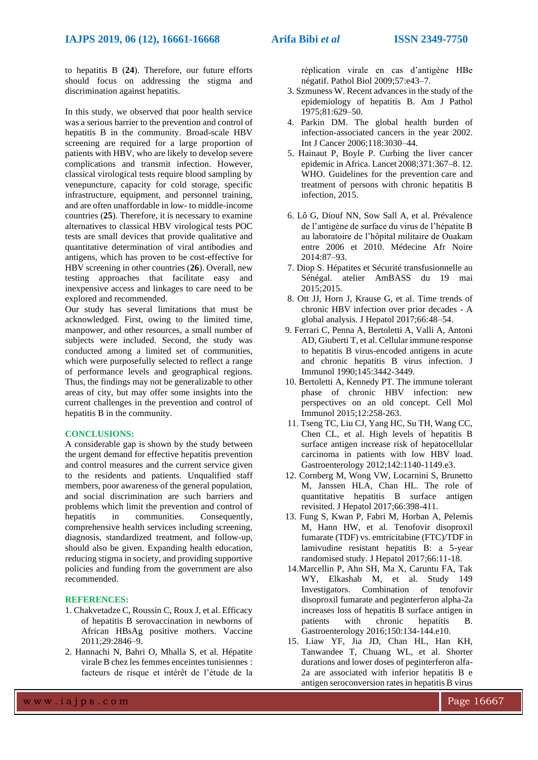to hepatitis B (**24**). Therefore, our future efforts should focus on addressing the stigma and discrimination against hepatitis.

In this study, we observed that poor health service was a serious barrier to the prevention and control of hepatitis B in the community. Broad-scale HBV screening are required for a large proportion of patients with HBV, who are likely to develop severe complications and transmit infection. However, classical virological tests require blood sampling by venepuncture, capacity for cold storage, specific infrastructure, equipment, and personnel training, and are often unaffordable in low- to middle-income countries (**25**). Therefore, it is necessary to examine alternatives to classical HBV virological tests POC tests are small devices that provide qualitative and quantitative determination of viral antibodies and antigens, which has proven to be cost-effective for HBV screening in other countries (**26**). Overall, new testing approaches that facilitate easy and inexpensive access and linkages to care need to be explored and recommended.

Our study has several limitations that must be acknowledged. First, owing to the limited time, manpower, and other resources, a small number of subjects were included. Second, the study was conducted among a limited set of communities, which were purposefully selected to reflect a range of performance levels and geographical regions. Thus, the findings may not be generalizable to other areas of city, but may offer some insights into the current challenges in the prevention and control of hepatitis B in the community.

## CONCLUSIONS:

A considerable gap is shown by the study between the urgent demand for effective hepatitis prevention and control measures and the current service given to the residents and patients. Unqualified staff members, poor awareness of the general population, and social discrimination are such barriers and problems which limit the prevention and control of hepatitis in communities. Consequently, comprehensive health services including screening, diagnosis, standardized treatment, and follow-up, should also be given. Expanding health education, reducing stigma in society, and providing supportive policies and funding from the government are also recommended.

## REFERENCES:

1. Chakvetadze C, Roussin C, Roux J, et al. Efficacy of hepatitis B serovaccination in newborns of African HBsAg positive mothers. Vaccine 2011;29:2846–9.
2. Hannachi N, Bahri O, Mhalla S, et al. Hépatite virale B chez les femmes enceintes tunisiennes : facteurs de risque et intérêt de l'étude de la réplication virale en cas d'antigène HBe négatif. Pathol Biol 2009;57:e43–7.
3. Szmuness W. Recent advances in the study of the epidemiology of hepatitis B. Am J Pathol 1975;81:629–50.
4. Parkin DM. The global health burden of infection-associated cancers in the year 2002. Int J Cancer 2006;118:3030–44.
5. Hainaut P, Boyle P. Curbing the liver cancer epidemic in Africa. Lancet 2008;371:367–8. 12. WHO. Guidelines for the prevention care and treatment of persons with chronic hepatitis B infection, 2015.
6. Lô G, Diouf NN, Sow Sall A, et al. Prévalence de l'antigène de surface du virus de l'hépatite B au laboratoire de l'hôpital militaire de Ouakam entre 2006 et 2010. Médecine Afr Noire 2014:87–93.
7. Diop S. Hépatites et Sécurité transfusionnelle au Sénégal. atelier AmBASS du 19 mai 2015;2015.
8. Ott JJ, Horn J, Krause G, et al. Time trends of chronic HBV infection over prior decades - A global analysis. J Hepatol 2017;66:48–54.
9. Ferrari C, Penna A, Bertoletti A, Valli A, Antoni AD, Giuberti T, et al. Cellular immune response to hepatitis B virus-encoded antigens in acute and chronic hepatitis B virus infection. J Immunol 1990;145:3442-3449.
10. Bertoletti A, Kennedy PT. The immune tolerant phase of chronic HBV infection: new perspectives on an old concept. Cell Mol Immunol 2015;12:258-263.
11. Tseng TC, Liu CJ, Yang HC, Su TH, Wang CC, Chen CL, et al. High levels of hepatitis B surface antigen increase risk of hepatocellular carcinoma in patients with low HBV load. Gastroenterology 2012;142:1140-1149.e3.
12. Cornberg M, Wong VW, Locarnini S, Brunetto M, Janssen HLA, Chan HL. The role of quantitative hepatitis B surface antigen revisited. J Hepatol 2017;66:398-411.
13. Fung S, Kwan P, Fabri M, Horban A, Pelemis M, Hann HW, et al. Tenofovir disoproxil fumarate (TDF) vs. emtricitabine (FTC)/TDF in lamivudine resistant hepatitis B: a 5-year randomised study. J Hepatol 2017;66:11-18.
14. Marcellin P, Ahn SH, Ma X, Caruntu FA, Tak WY, Elkashab M, et al. Study 149 Investigators. Combination of tenofovir disoproxil fumarate and peginterferon alpha-2a increases loss of hepatitis B surface antigen in patients with chronic hepatitis B. Gastroenterology 2016;150:134-144.e10.
15. Liaw YF, Jia JD, Chan HL, Han KH, Tanwandee T, Chuang WL, et al. Shorter durations and lower doses of peginterferon alfa-2a are associated with inferior hepatitis B e antigen seroconversion rates in hepatitis B virus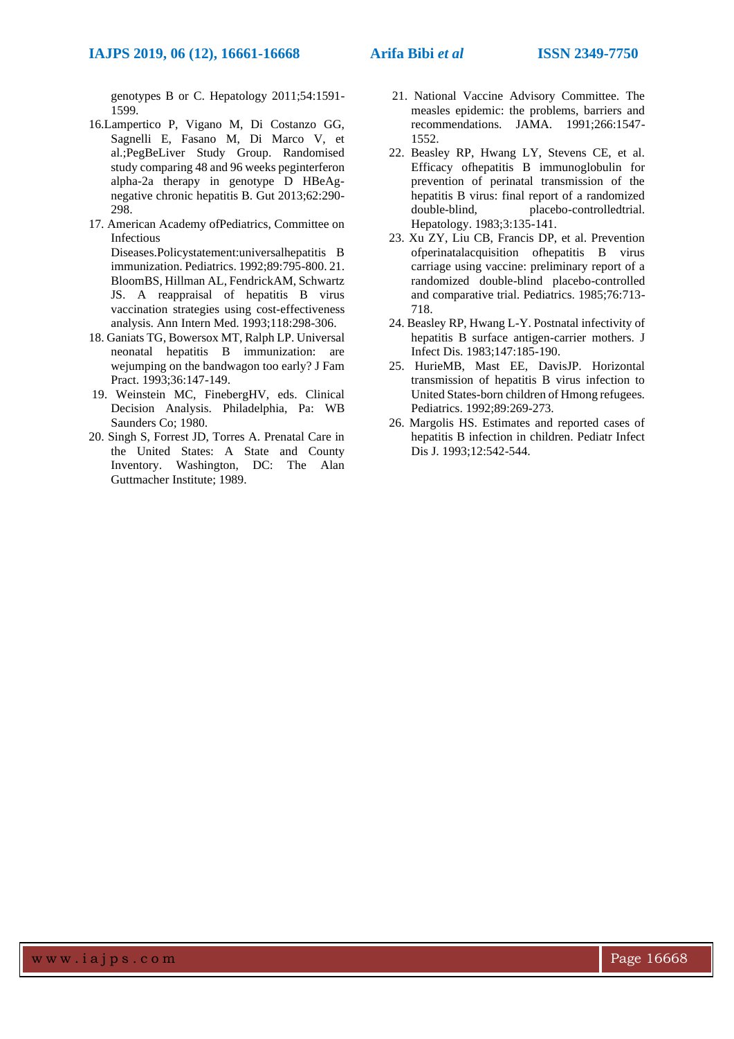genotypes B or C. Hepatology 2011;54:1591-1599.

16. Lampertico P, Vigano M, Di Costanzo GG, Sagnelli E, Fasano M, Di Marco V, et al.;PegBeLiver Study Group. Randomised study comparing 48 and 96 weeks peginterferon alpha-2a therapy in genotype D HBeAg-negative chronic hepatitis B. Gut 2013;62:290-298.
17. American Academy ofPediatrics, Committee on Infectious Diseases.Policystatement:universalhepatitis B immunization. Pediatrics. 1992;89:795-800. 21. BloomBS, Hillman AL, FendrickAM, Schwartz JS. A reappraisal of hepatitis B virus vaccination strategies using cost-effectiveness analysis. Ann Intern Med. 1993;118:298-306.
18. Ganiats TG, Bowersox MT, Ralph LP. Universal neonatal hepatitis B immunization: are wejumping on the bandwagon too early? J Fam Pract. 1993;36:147-149.
19. Weinstein MC, FinebergHV, eds. Clinical Decision Analysis. Philadelphia, Pa: WB Saunders Co; 1980.
20. Singh S, Forrest JD, Torres A. Prenatal Care in the United States: A State and County Inventory. Washington, DC: The Alan Guttmacher Institute; 1989.
21. National Vaccine Advisory Committee. The measles epidemic: the problems, barriers and recommendations. JAMA. 1991;266:1547-1552.
22. Beasley RP, Hwang LY, Stevens CE, et al. Efficacy ofhepatitis B immunoglobulin for prevention of perinatal transmission of the hepatitis B virus: final report of a randomized double-blind, placebo-controlledtrial. Hepatology. 1983;3:135-141.
23. Xu ZY, Liu CB, Francis DP, et al. Prevention ofperinatalacquisition ofhepatitis B virus carriage using vaccine: preliminary report of a randomized double-blind placebo-controlled and comparative trial. Pediatrics. 1985;76:713-718.
24. Beasley RP, Hwang L-Y. Postnatal infectivity of hepatitis B surface antigen-carrier mothers. J Infect Dis. 1983;147:185-190.
25. HurieMB, Mast EE, DavisJP. Horizontal transmission of hepatitis B virus infection to United States-born children of Hmong refugees. Pediatrics. 1992;89:269-273.
26. Margolis HS. Estimates and reported cases of hepatitis B infection in children. Pediatr Infect Dis J. 1993;12:542-544.